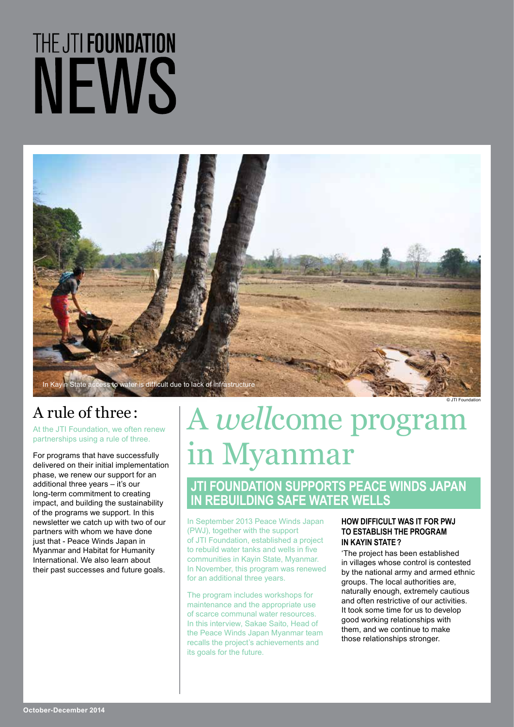# THE JTI FOUNDATION NEWS

In Kayin State access to water is difficult due to lack of infrastructure

© JTI Foundation

## A rule of three:

At the JTI Foundation, we often renew partnerships using a rule of three.

For programs that have successfully delivered on their initial implementation phase, we renew our support for an additional three years – it's our long-term commitment to creating impact, and building the sustainability of the programs we support. In this newsletter we catch up with two of our partners with whom we have done just that - Peace Winds Japan in Myanmar and Habitat for Humanity International. We also learn about their past successes and future goals.

# A *well*come program in Myanmar

## JTI FOUNDATION SUPPORTS PEACE WINDS JAPAN IN REBUILDING SAFE WATER WELLS

In September 2013 Peace Winds Japan (PWJ), together with the support of JTI Foundation, established a project to rebuild water tanks and wells in five communities in Kayin State, Myanmar. In November, this program was renewed for an additional three years.

The program includes workshops for maintenance and the appropriate use of scarce communal water resources. In this interview, Sakae Saito, Head of the Peace Winds Japan Myanmar team recalls the project's achievements and its goals for the future.

### HOW DIFFICULT WAS IT FOR PWJ TO ESTABLISH THE PROGRAM IN KAYIN STATE?

'The project has been established in villages whose control is contested by the national army and armed ethnic groups. The local authorities are, naturally enough, extremely cautious and often restrictive of our activities. It took some time for us to develop good working relationships with them, and we continue to make those relationships stronger.

October-December 2014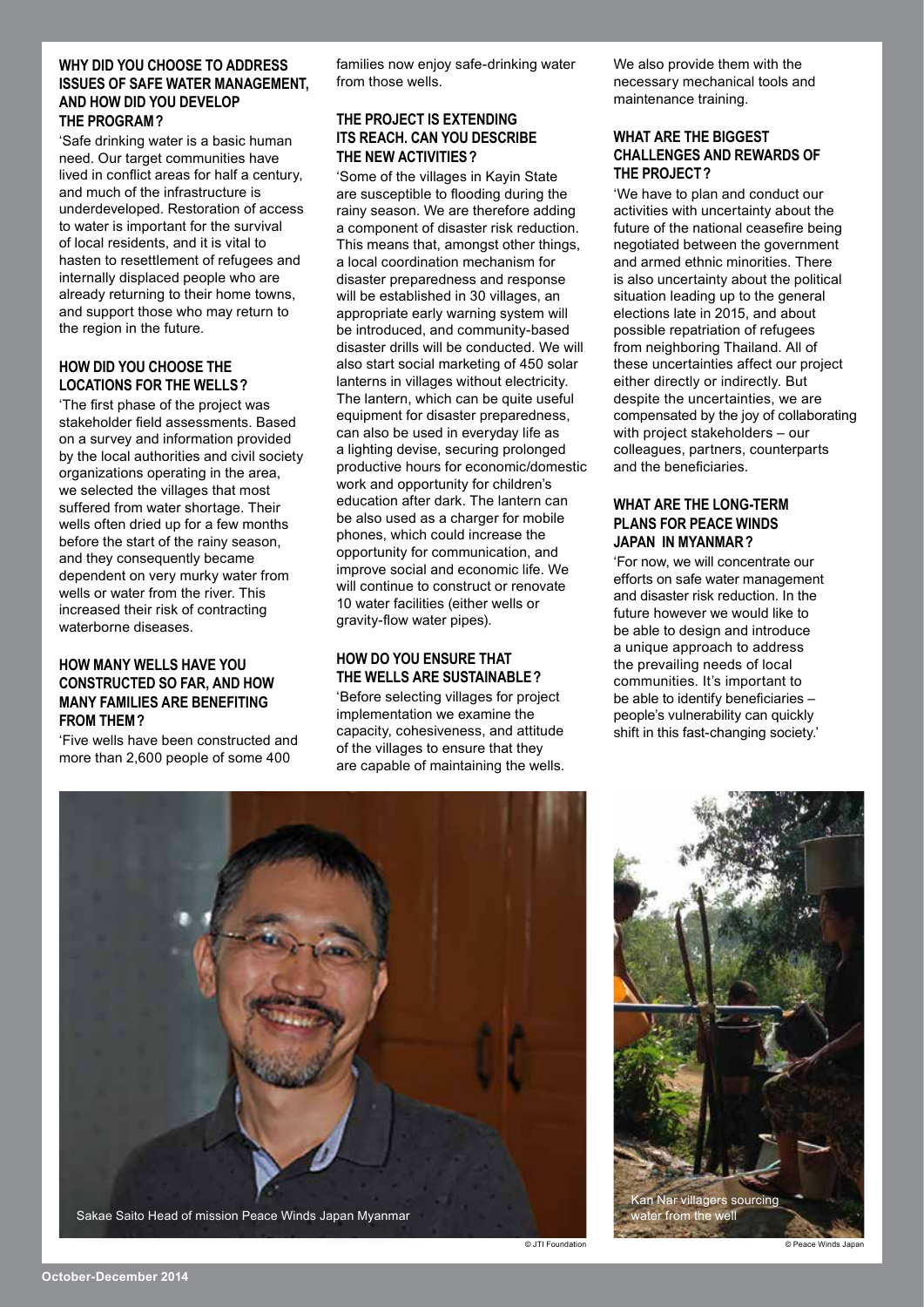### WHY DID YOU CHOOSE TO ADDRESS ISSUES OF SAFE WATER MANAGEMENT, AND HOW DID YOU DEVELOP THE PROGRAM?

'Safe drinking water is a basic human need. Our target communities have lived in conflict areas for half a century, and much of the infrastructure is underdeveloped. Restoration of access to water is important for the survival of local residents, and it is vital to hasten to resettlement of refugees and internally displaced people who are already returning to their home towns, and support those who may return to the region in the future.

### HOW DID YOU CHOOSE THE LOCATIONS FOR THE WELLS?

'The first phase of the project was stakeholder field assessments. Based on a survey and information provided by the local authorities and civil society organizations operating in the area, we selected the villages that most suffered from water shortage. Their wells often dried up for a few months before the start of the rainy season, and they consequently became dependent on very murky water from wells or water from the river. This increased their risk of contracting waterborne diseases.

### HOW MANY WELLS HAVE YOU CONSTRUCTED SO FAR, AND HOW MANY FAMILIES ARE BENEFITING FROM THEM?

'Five wells have been constructed and more than 2,600 people of some 400 families now enjoy safe-drinking water from those wells.

### THE PROJECT IS EXTENDING ITS REACH. CAN YOU DESCRIBE THE NEW ACTIVITIES?

'Some of the villages in Kayin State are susceptible to flooding during the rainy season. We are therefore adding a component of disaster risk reduction. This means that, amongst other things, a local coordination mechanism for disaster preparedness and response will be established in 30 villages, an appropriate early warning system will be introduced, and community-based disaster drills will be conducted. We will also start social marketing of 450 solar lanterns in villages without electricity. The lantern, which can be quite useful equipment for disaster preparedness, can also be used in everyday life as a lighting devise, securing prolonged productive hours for economic/domestic work and opportunity for children's education after dark. The lantern can be also used as a charger for mobile phones, which could increase the opportunity for communication, and improve social and economic life. We will continue to construct or renovate 10 water facilities (either wells or gravity-flow water pipes).

### HOW DO YOU ENSURE THAT THE WELLS ARE SUSTAINABLE?

'Before selecting villages for project implementation we examine the capacity, cohesiveness, and attitude of the villages to ensure that they are capable of maintaining the wells. We also provide them with the necessary mechanical tools and maintenance training.

### WHAT ARE THE BIGGEST CHALLENGES AND REWARDS OF THE PROJECT?

'We have to plan and conduct our activities with uncertainty about the future of the national ceasefire being negotiated between the government and armed ethnic minorities. There is also uncertainty about the political situation leading up to the general elections late in 2015, and about possible repatriation of refugees from neighboring Thailand. All of these uncertainties affect our project either directly or indirectly. But despite the uncertainties, we are compensated by the joy of collaborating with project stakeholders – our colleagues, partners, counterparts and the beneficiaries.

### WHAT ARE THE LONG-TERM PLANS FOR PEACE WINDS JAPAN IN MYANMAR?

'For now, we will concentrate our efforts on safe water management and disaster risk reduction. In the future however we would like to be able to design and introduce a unique approach to address the prevailing needs of local communities. It's important to be able to identify beneficiaries – people's vulnerability can quickly shift in this fast-changing society.'

Sakae Saito Head of mission Peace Winds Japan Myanmar

© JTI Foundation

Kan Nar villagers sourcing water from the well

© Peace Winds Japan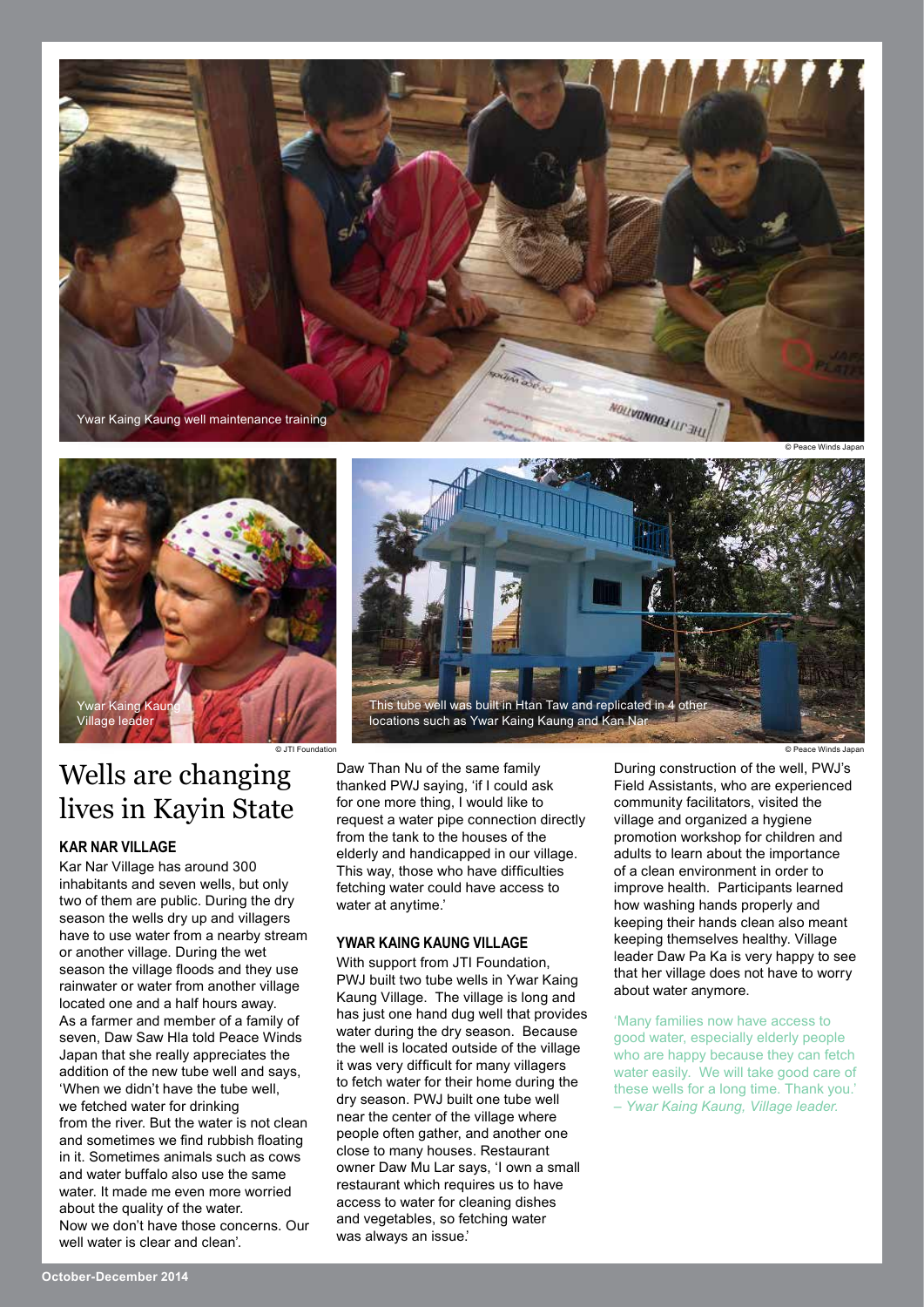Ywar Kaing Kaung well maintenance training

© Peace Winds Japan

Ywar Kaing Kaung Village leader

© JTI Foundation

This tube well was built in Htan Taw and replicated in 4 other locations such as Ywar Kaing Kaung and Kan Nar

© Peace Winds Japan

# Wells are changing lives in Kayin State

## KAR NAR VILLAGE

Kar Nar Village has around 300 inhabitants and seven wells, but only two of them are public. During the dry season the wells dry up and villagers have to use water from a nearby stream or another village. During the wet season the village floods and they use rainwater or water from another village located one and a half hours away.

As a farmer and member of a family of seven, Daw Saw Hla told Peace Winds Japan that she really appreciates the addition of the new tube well and says, 'When we didn't have the tube well, we fetched water for drinking from the river. But the water is not clean and sometimes we find rubbish floating in it. Sometimes animals such as cows and water buffalo also use the same water. It made me even more worried about the quality of the water.

Now we don't have those concerns. Our well water is clear and clean'.

Daw Than Nu of the same family thanked PWJ saying, 'if I could ask for one more thing, I would like to request a water pipe connection directly from the tank to the houses of the elderly and handicapped in our village. This way, those who have difficulties fetching water could have access to water at anytime.'

## YWAR KAING KAUNG VILLAGE

With support from JTI Foundation, PWJ built two tube wells in Ywar Kaing Kaung Village. The village is long and has just one hand dug well that provides water during the dry season. Because the well is located outside of the village it was very difficult for many villagers to fetch water for their home during the dry season. PWJ built one tube well near the center of the village where people often gather, and another one close to many houses. Restaurant owner Daw Mu Lar says, 'I own a small restaurant which requires us to have access to water for cleaning dishes and vegetables, so fetching water was always an issue.'

During construction of the well, PWJ's Field Assistants, who are experienced community facilitators, visited the village and organized a hygiene promotion workshop for children and adults to learn about the importance of a clean environment in order to improve health. Participants learned how washing hands properly and keeping their hands clean also meant keeping themselves healthy. Village leader Daw Pa Ka is very happy to see that her village does not have to worry about water anymore.

'Many families now have access to good water, especially elderly people who are happy because they can fetch water easily. We will take good care of these wells for a long time. Thank you.' – *Ywar Kaing Kaung, Village leader.*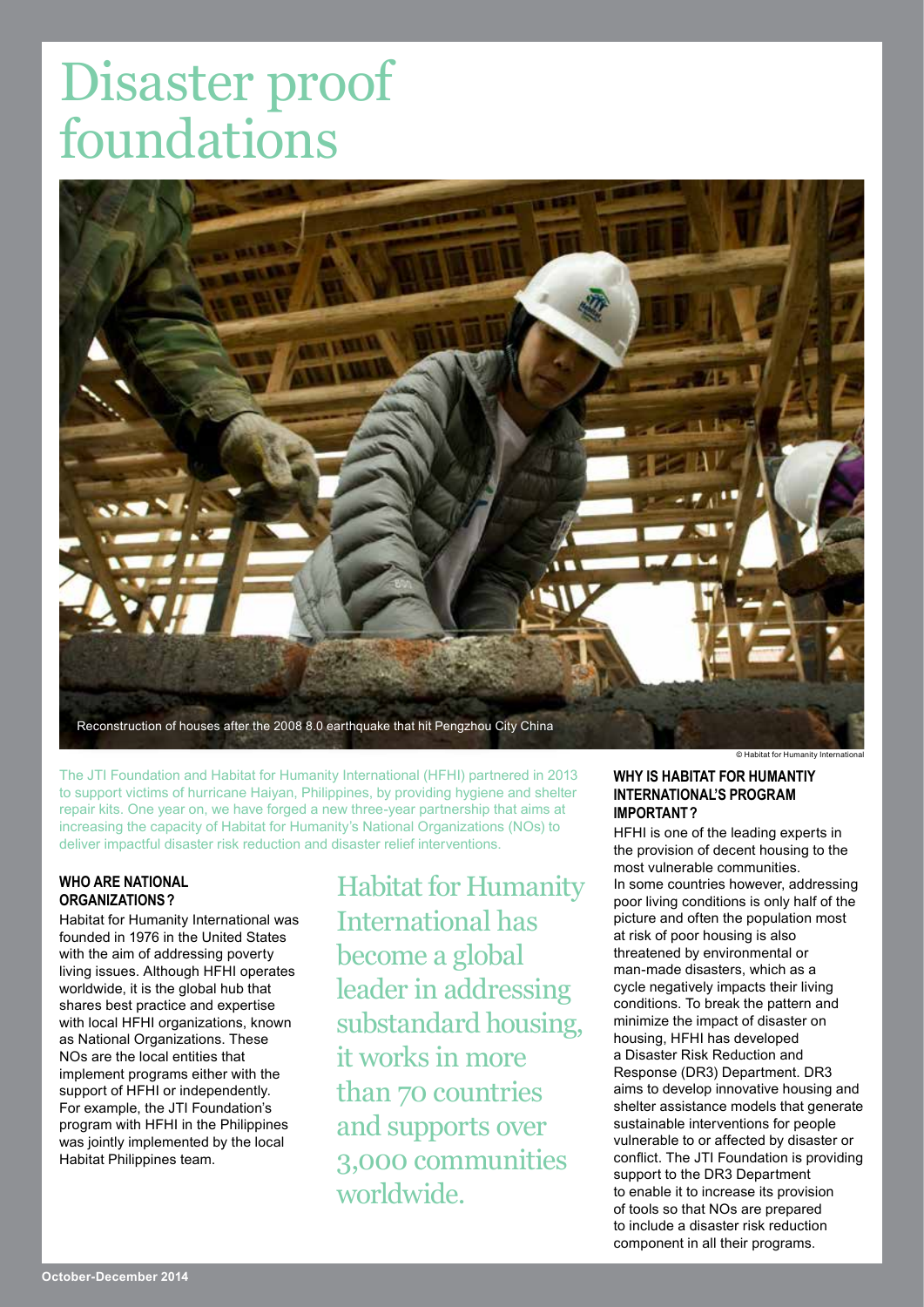# Disaster proof foundations

Reconstruction of houses after the 2008 8.0 earthquake that hit Pengzhou City China

© Habitat for Humanity International

The JTI Foundation and Habitat for Humanity International (HFHI) partnered in 2013 to support victims of hurricane Haiyan, Philippines, by providing hygiene and shelter repair kits. One year on, we have forged a new three-year partnership that aims at increasing the capacity of Habitat for Humanity's National Organizations (NOs) to deliver impactful disaster risk reduction and disaster relief interventions.

### WHO ARE NATIONAL ORGANIZATIONS?

Habitat for Humanity International was founded in 1976 in the United States with the aim of addressing poverty living issues. Although HFHI operates worldwide, it is the global hub that shares best practice and expertise with local HFHI organizations, known as National Organizations. These NOs are the local entities that implement programs either with the support of HFHI or independently. For example, the JTI Foundation's program with HFHI in the Philippines was jointly implemented by the local Habitat Philippines team.

Habitat for Humanity International has become a global leader in addressing substandard housing, it works in more than 70 countries and supports over 3,000 communities worldwide.

### WHY IS HABITAT FOR HUMANTIY INTERNATIONAL'S PROGRAM IMPORTANT?

HFHI is one of the leading experts in the provision of decent housing to the most vulnerable communities.

In some countries however, addressing poor living conditions is only half of the picture and often the population most at risk of poor housing is also threatened by environmental or man-made disasters, which as a cycle negatively impacts their living conditions. To break the pattern and minimize the impact of disaster on housing, HFHI has developed a Disaster Risk Reduction and Response (DR3) Department. DR3 aims to develop innovative housing and shelter assistance models that generate sustainable interventions for people vulnerable to or affected by disaster or conflict. The JTI Foundation is providing support to the DR3 Department to enable it to increase its provision of tools so that NOs are prepared to include a disaster risk reduction component in all their programs.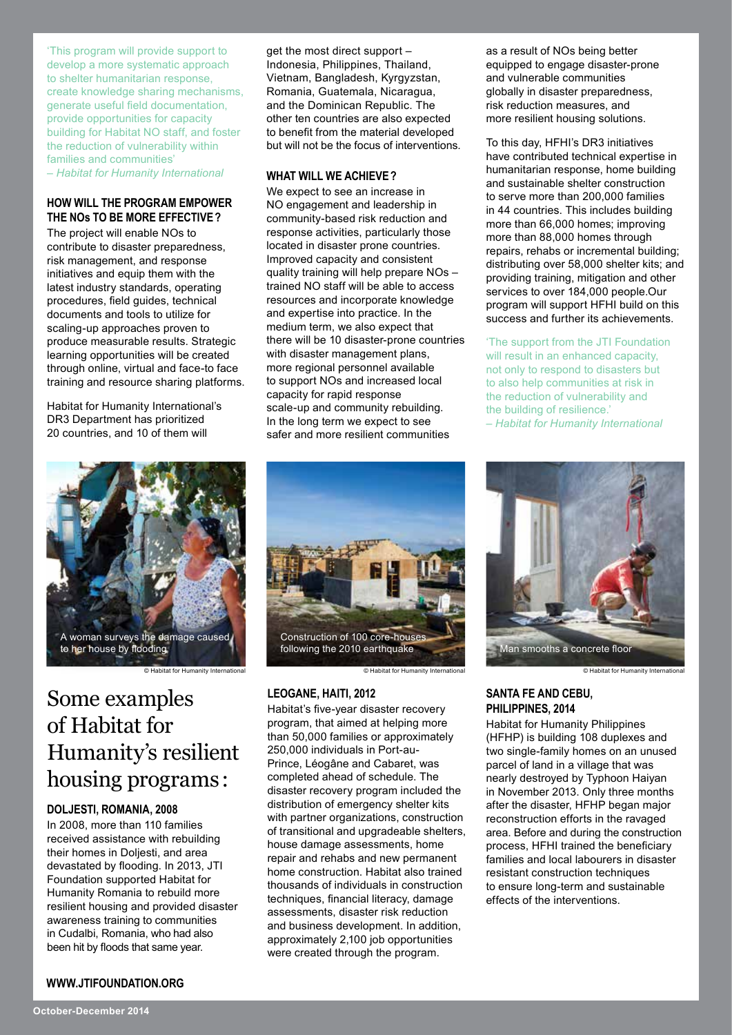'This program will provide support to develop a more systematic approach to shelter humanitarian response, create knowledge sharing mechanisms, generate useful field documentation, provide opportunities for capacity building for Habitat NO staff, and foster the reduction of vulnerability within families and communities'
*– Habitat for Humanity International*

### HOW WILL THE PROGRAM EMPOWER THE NOs TO BE MORE EFFECTIVE?

The project will enable NOs to contribute to disaster preparedness, risk management, and response initiatives and equip them with the latest industry standards, operating procedures, field guides, technical documents and tools to utilize for scaling-up approaches proven to produce measurable results. Strategic learning opportunities will be created through online, virtual and face-to face training and resource sharing platforms.

Habitat for Humanity International's DR3 Department has prioritized 20 countries, and 10 of them will get the most direct support – Indonesia, Philippines, Thailand, Vietnam, Bangladesh, Kyrgyzstan, Romania, Guatemala, Nicaragua, and the Dominican Republic. The other ten countries are also expected to benefit from the material developed but will not be the focus of interventions.

### WHAT WILL WE ACHIEVE?

We expect to see an increase in NO engagement and leadership in community-based risk reduction and response activities, particularly those located in disaster prone countries. Improved capacity and consistent quality training will help prepare NOs – trained NO staff will be able to access resources and incorporate knowledge and expertise into practice. In the medium term, we also expect that there will be 10 disaster-prone countries with disaster management plans, more regional personnel available to support NOs and increased local capacity for rapid response scale-up and community rebuilding. In the long term we expect to see safer and more resilient communities as a result of NOs being better equipped to engage disaster-prone and vulnerable communities globally in disaster preparedness, risk reduction measures, and more resilient housing solutions.

To this day, HFHI's DR3 initiatives have contributed technical expertise in humanitarian response, home building and sustainable shelter construction to serve more than 200,000 families in 44 countries. This includes building more than 66,000 homes; improving more than 88,000 homes through repairs, rehabs or incremental building; distributing over 58,000 shelter kits; and providing training, mitigation and other services to over 184,000 people.Our program will support HFHI build on this success and further its achievements.

'The support from the JTI Foundation will result in an enhanced capacity, not only to respond to disasters but to also help communities at risk in the reduction of vulnerability and the building of resilience.'
*– Habitat for Humanity International*

A woman surveys the damage caused to her house by flooding

© Habitat for Humanity International

Construction of 100 core-houses following the 2010 earthquake

© Habitat for Humanity International

Man smooths a concrete floor

© Habitat for Humanity International

# Some examples of Habitat for Humanity's resilient housing programs:

### DOLJESTI, ROMANIA, 2008

In 2008, more than 110 families received assistance with rebuilding their homes in Doljesti, and area devastated by flooding. In 2013, JTI Foundation supported Habitat for Humanity Romania to rebuild more resilient housing and provided disaster awareness training to communities in Cudalbi, Romania, who had also been hit by floods that same year.

### LEOGANE, HAITI, 2012

Habitat's five-year disaster recovery program, that aimed at helping more than 50,000 families or approximately 250,000 individuals in Port-au-Prince, Léogâne and Cabaret, was completed ahead of schedule. The disaster recovery program included the distribution of emergency shelter kits with partner organizations, construction of transitional and upgradeable shelters, house damage assessments, home repair and rehabs and new permanent home construction. Habitat also trained thousands of individuals in construction techniques, financial literacy, damage assessments, disaster risk reduction and business development. In addition, approximately 2,100 job opportunities were created through the program.

### SANTA FE AND CEBU, PHILIPPINES, 2014

Habitat for Humanity Philippines (HFHP) is building 108 duplexes and two single-family homes on an unused parcel of land in a village that was nearly destroyed by Typhoon Haiyan in November 2013. Only three months after the disaster, HFHP began major reconstruction efforts in the ravaged area. Before and during the construction process, HFHI trained the beneficiary families and local labourers in disaster resistant construction techniques to ensure long-term and sustainable effects of the interventions.